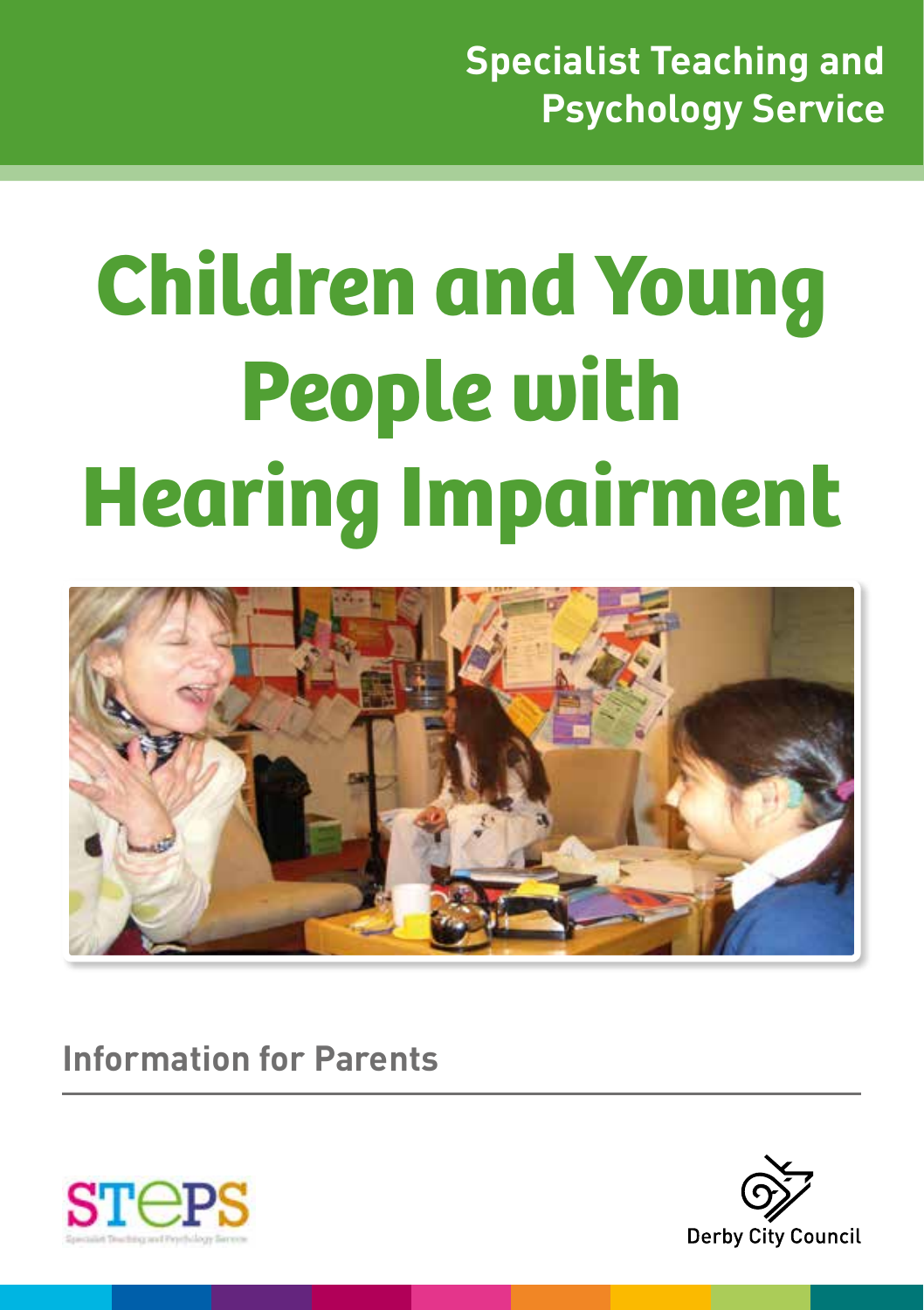Specialist Teaching and Psychology Service

# Children and Young People with Hearing Impairment

## Information for Parents

STePS
Specialist Teaching and Psychology Service

Derby City Council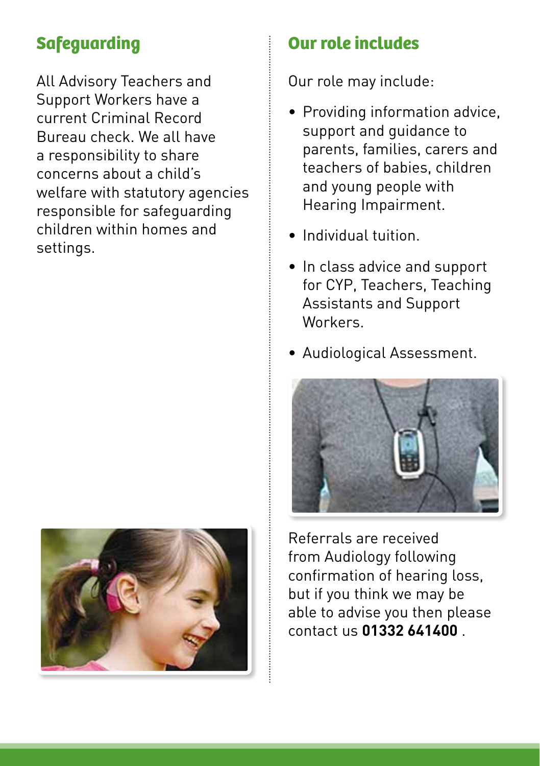## Safeguarding

All Advisory Teachers and Support Workers have a current Criminal Record Bureau check. We all have a responsibility to share concerns about a child's welfare with statutory agencies responsible for safeguarding children within homes and settings.

## Our role includes

Our role may include:

- Providing information advice, support and guidance to parents, families, carers and teachers of babies, children and young people with Hearing Impairment.
- Individual tuition.
- In class advice and support for CYP, Teachers, Teaching Assistants and Support Workers.
- Audiological Assessment.

Referrals are received from Audiology following confirmation of hearing loss, but if you think we may be able to advise you then please contact us **01332 641400** .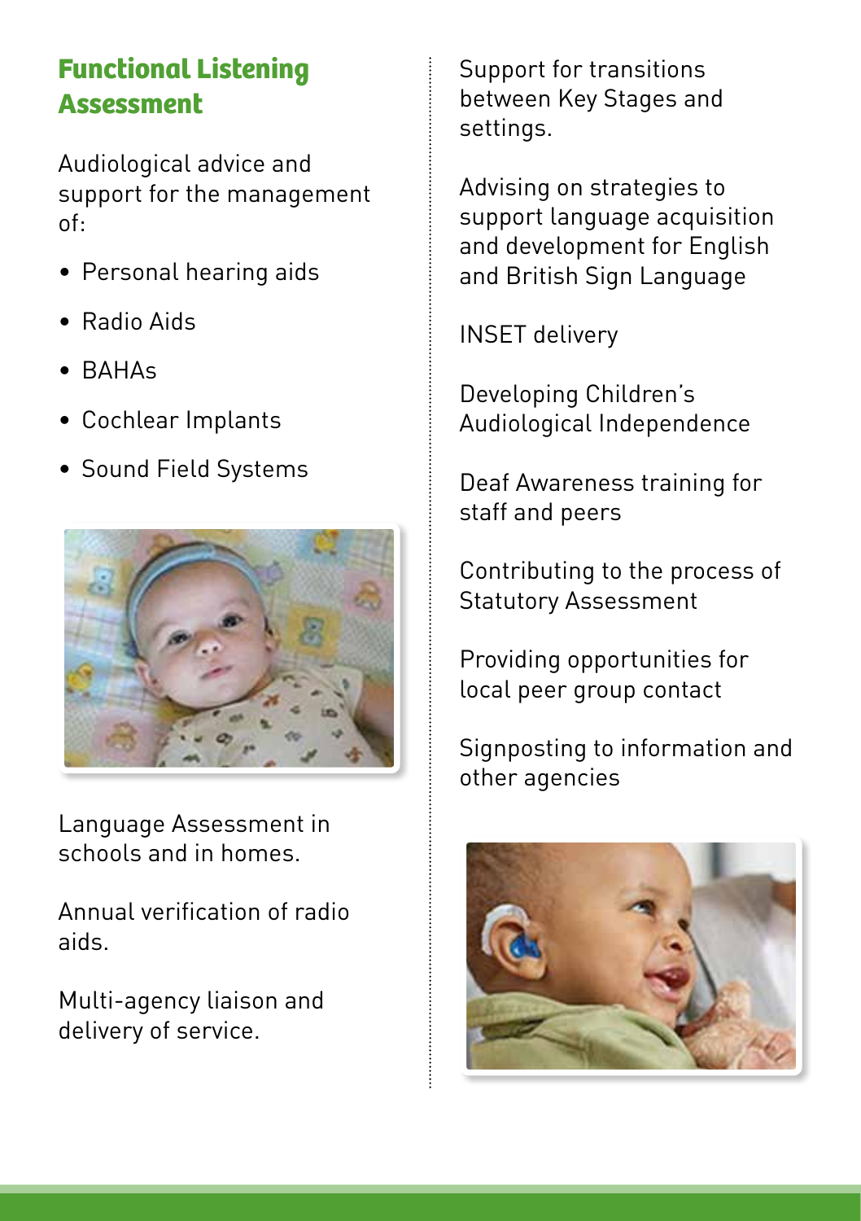## Functional Listening Assessment

Audiological advice and support for the management of:

- Personal hearing aids
- Radio Aids
- BAHAs
- Cochlear Implants
- Sound Field Systems

Language Assessment in schools and in homes.

Annual verification of radio aids.

Multi-agency liaison and delivery of service.

Support for transitions between Key Stages and settings.

Advising on strategies to support language acquisition and development for English and British Sign Language

INSET delivery

Developing Children's Audiological Independence

Deaf Awareness training for staff and peers

Contributing to the process of Statutory Assessment

Providing opportunities for local peer group contact

Signposting to information and other agencies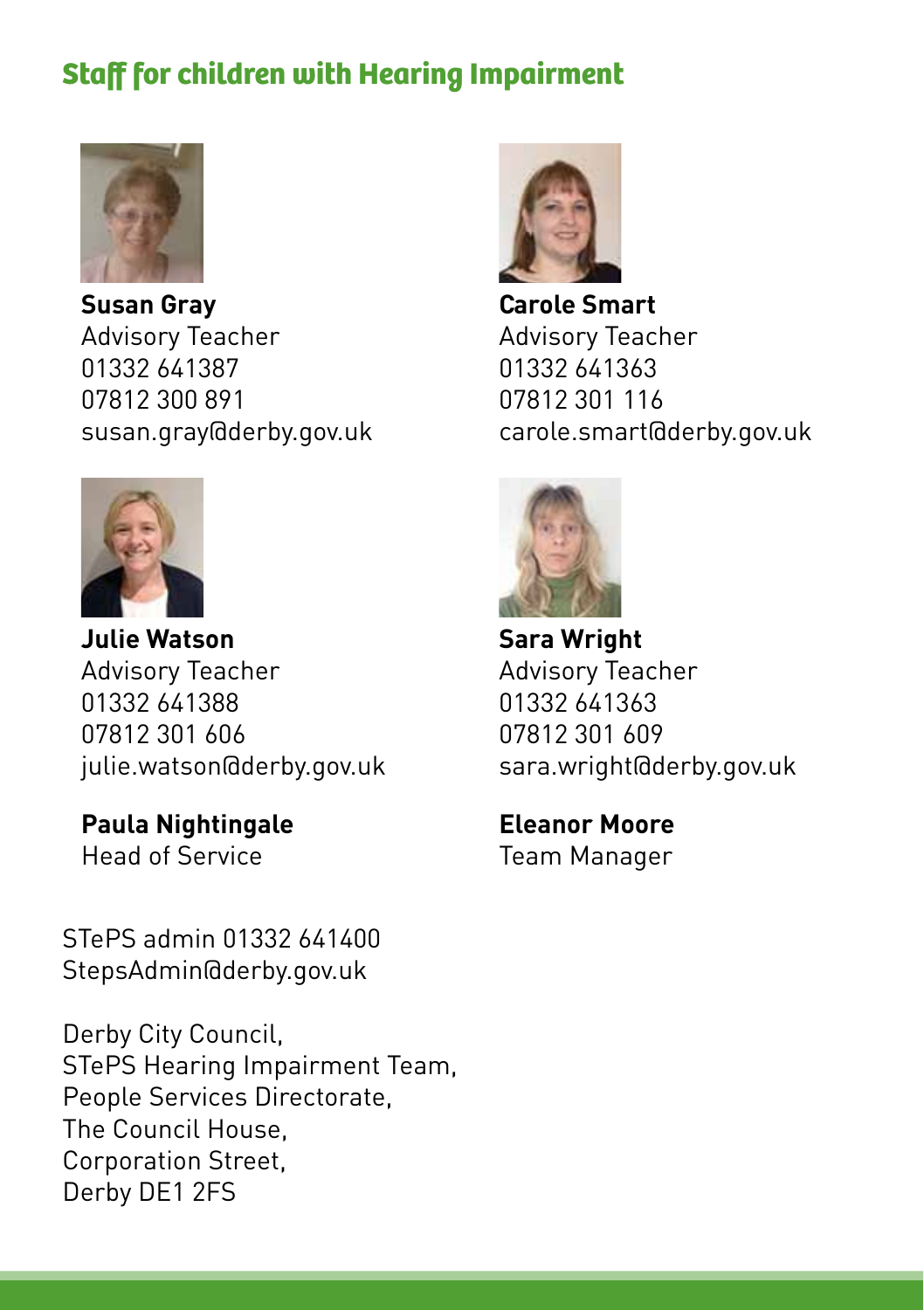## Staff for children with Hearing Impairment

**Susan Gray**
Advisory Teacher
01332 641387
07812 300 891
susan.gray@derby.gov.uk

**Carole Smart**
Advisory Teacher
01332 641363
07812 301 116
carole.smart@derby.gov.uk

**Julie Watson**
Advisory Teacher
01332 641388
07812 301 606
julie.watson@derby.gov.uk

**Sara Wright**
Advisory Teacher
01332 641363
07812 301 609
sara.wright@derby.gov.uk

**Paula Nightingale**
Head of Service

**Eleanor Moore**
Team Manager

STePS admin 01332 641400
StepsAdmin@derby.gov.uk

Derby City Council,
STePS Hearing Impairment Team,
People Services Directorate,
The Council House,
Corporation Street,
Derby DE1 2FS